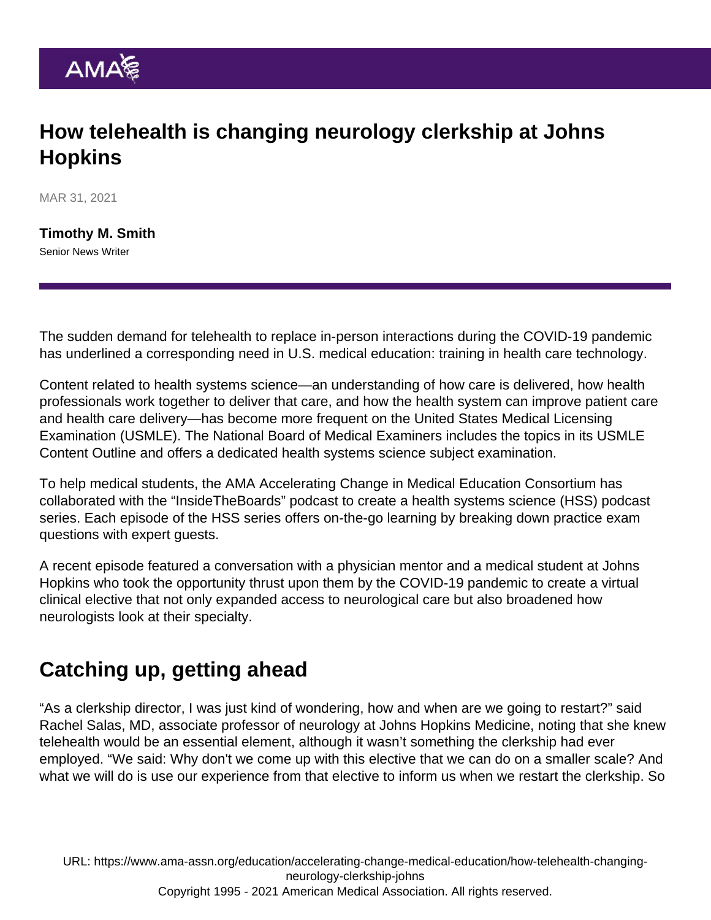# How telehealth is changing neurology clerkship at Johns Hopkins

MAR 31, 2021

**Timothy M. Smith**
Senior News Writer

The sudden demand for telehealth to replace in-person interactions during the COVID-19 pandemic has underlined a corresponding need in U.S. medical education: training in health care technology.

Content related to health systems science—an understanding of how care is delivered, how health professionals work together to deliver that care, and how the health system can improve patient care and health care delivery—has become more frequent on the United States Medical Licensing Examination (USMLE). The National Board of Medical Examiners includes the topics in its USMLE Content Outline and offers a dedicated health systems science subject examination.

To help medical students, the AMA Accelerating Change in Medical Education Consortium has collaborated with the "InsideTheBoards" podcast to create a health systems science (HSS) podcast series. Each episode of the HSS series offers on-the-go learning by breaking down practice exam questions with expert guests.

A recent episode featured a conversation with a physician mentor and a medical student at Johns Hopkins who took the opportunity thrust upon them by the COVID-19 pandemic to create a virtual clinical elective that not only expanded access to neurological care but also broadened how neurologists look at their specialty.

## Catching up, getting ahead

"As a clerkship director, I was just kind of wondering, how and when are we going to restart?" said Rachel Salas, MD, associate professor of neurology at Johns Hopkins Medicine, noting that she knew telehealth would be an essential element, although it wasn't something the clerkship had ever employed. "We said: Why don't we come up with this elective that we can do on a smaller scale? And what we will do is use our experience from that elective to inform us when we restart the clerkship. So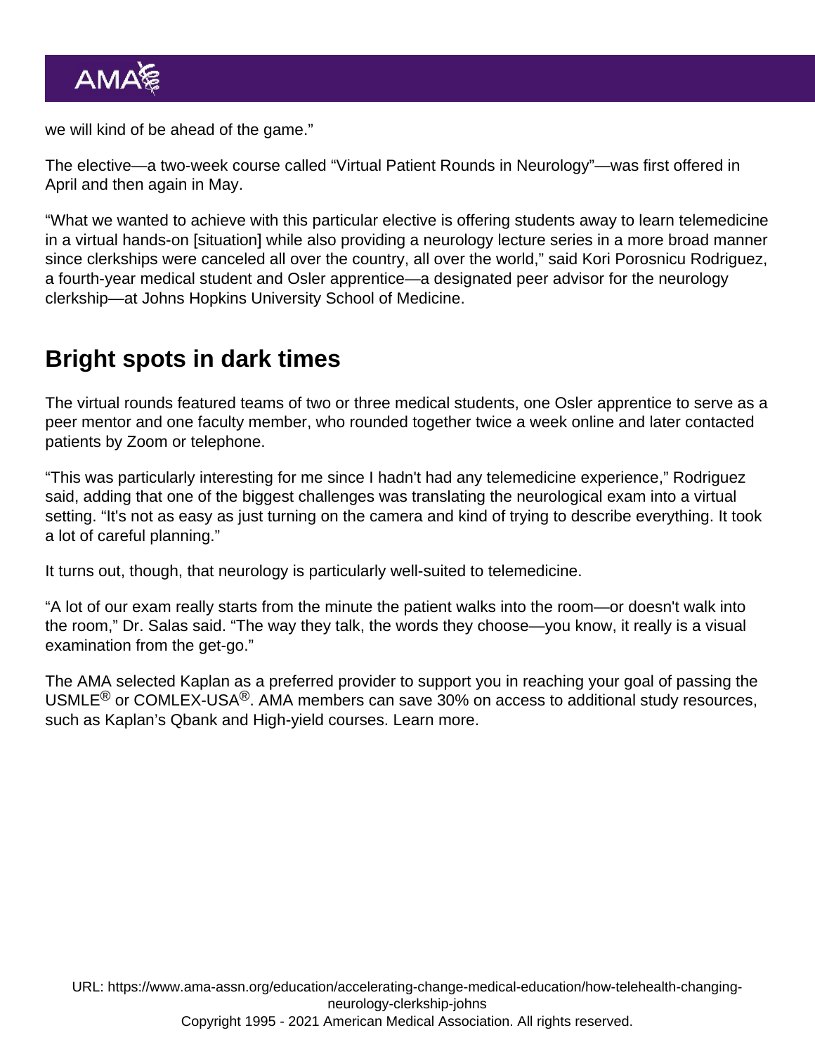we will kind of be ahead of the game."

The elective—a two-week course called "Virtual Patient Rounds in Neurology"—was first offered in April and then again in May.

"What we wanted to achieve with this particular elective is offering students away to learn telemedicine in a virtual hands-on [situation] while also providing a neurology lecture series in a more broad manner since clerkships were canceled all over the country, all over the world," said Kori Porosnicu Rodriguez, a fourth-year medical student and Osler apprentice—a designated peer advisor for the neurology clerkship—at Johns Hopkins University School of Medicine.

## Bright spots in dark times

The virtual rounds featured teams of two or three medical students, one Osler apprentice to serve as a peer mentor and one faculty member, who rounded together twice a week online and later contacted patients by Zoom or telephone.

"This was particularly interesting for me since I hadn't had any telemedicine experience," Rodriguez said, adding that one of the biggest challenges was translating the neurological exam into a virtual setting. "It's not as easy as just turning on the camera and kind of trying to describe everything. It took a lot of careful planning."

It turns out, though, that neurology is particularly well-suited to telemedicine.

"A lot of our exam really starts from the minute the patient walks into the room—or doesn't walk into the room," Dr. Salas said. "The way they talk, the words they choose—you know, it really is a visual examination from the get-go."

The AMA selected Kaplan as a preferred provider to support you in reaching your goal of passing the USMLE® or COMLEX-USA®. AMA members can save 30% on access to additional study resources, such as Kaplan's Qbank and High-yield courses. Learn more.